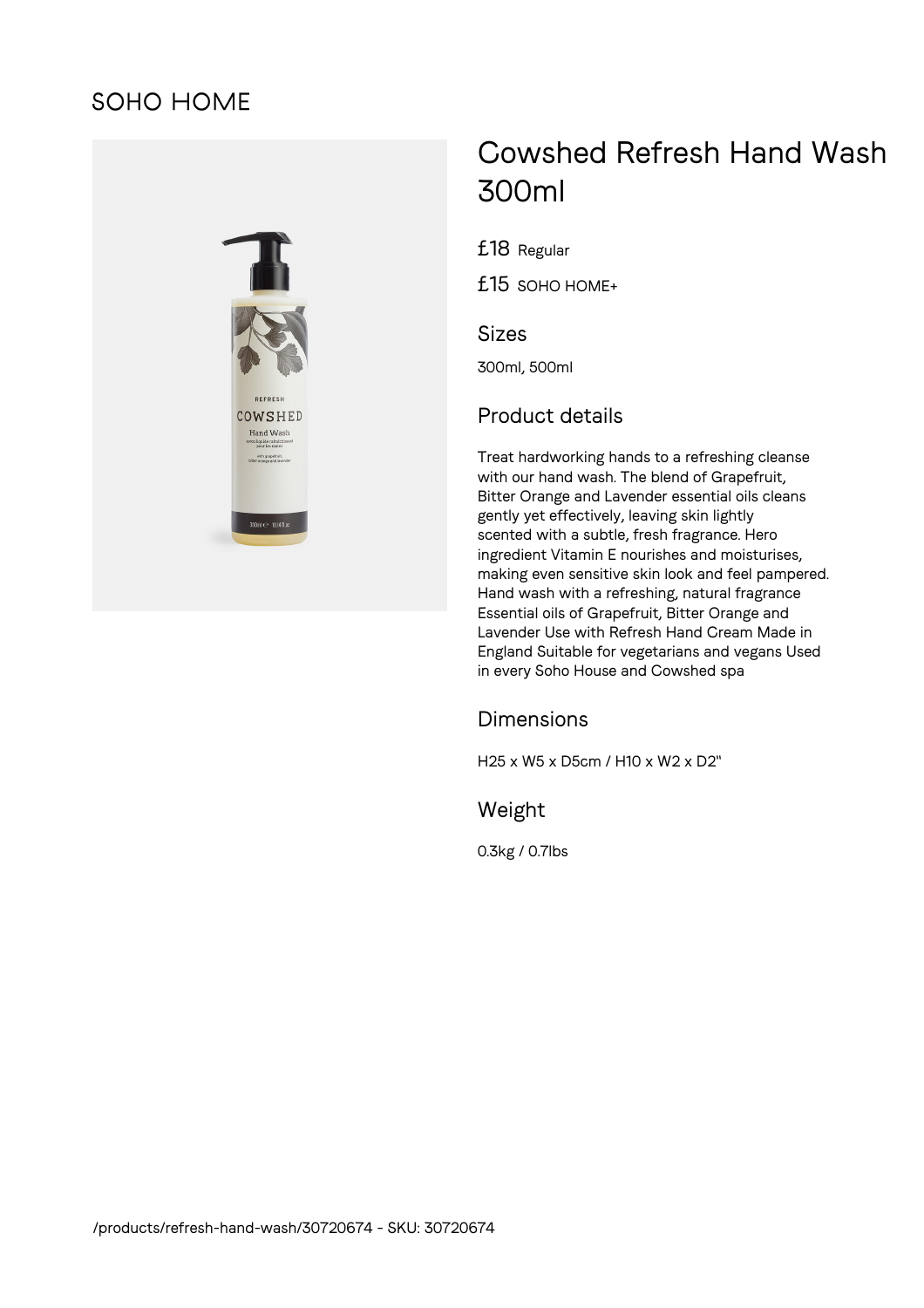SOHO HOME

# Cowshed Refresh Hand Wash 300ml

£18 Regular

£15 SOHO HOME+

## Sizes

300ml, 500ml

## Product details

Treat hardworking hands to a refreshing cleanse with our hand wash. The blend of Grapefruit, Bitter Orange and Lavender essential oils cleans gently yet effectively, leaving skin lightly scented with a subtle, fresh fragrance. Hero ingredient Vitamin E nourishes and moisturises, making even sensitive skin look and feel pampered. Hand wash with a refreshing, natural fragrance Essential oils of Grapefruit, Bitter Orange and Lavender Use with Refresh Hand Cream Made in England Suitable for vegetarians and vegans Used in every Soho House and Cowshed spa

## Dimensions

H25 x W5 x D5cm / H10 x W2 x D2"

## Weight

0.3kg / 0.7lbs

/products/refresh-hand-wash/30720674 - SKU: 30720674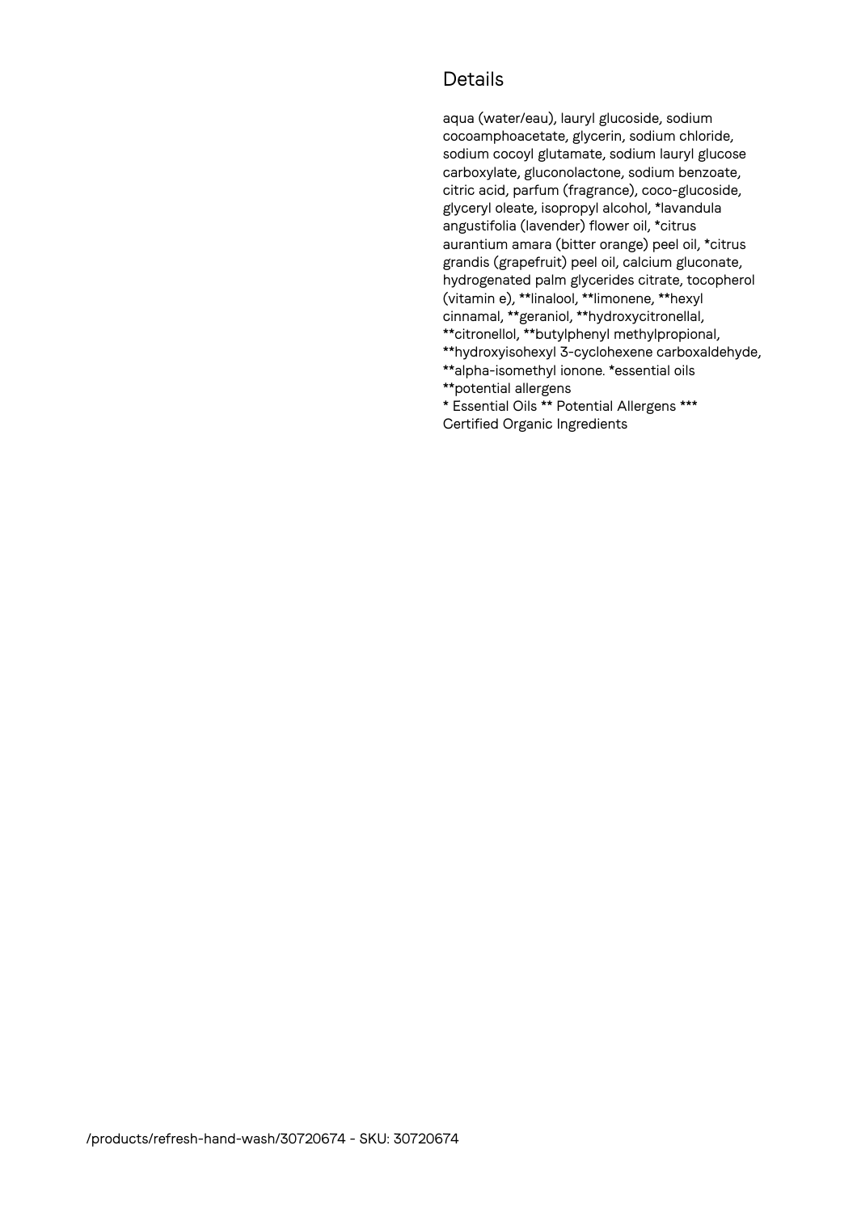## Details

aqua (water/eau), lauryl glucoside, sodium cocoamphoacetate, glycerin, sodium chloride, sodium cocoyl glutamate, sodium lauryl glucose carboxylate, gluconolactone, sodium benzoate, citric acid, parfum (fragrance), coco-glucoside, glyceryl oleate, isopropyl alcohol, *lavandula angustifolia (lavender) flower oil, *citrus aurantium amara (bitter orange) peel oil, *citrus grandis (grapefruit) peel oil, calcium gluconate, hydrogenated palm glycerides citrate, tocopherol (vitamin e), **linalool, **limonene, **hexyl cinnamal, **geraniol, **hydroxycitronellal, **citronellol, **butylphenyl methylpropional, **hydroxyisohexyl 3-cyclohexene carboxaldehyde, **alpha-isomethyl ionone. *essential oils
**potential allergens
* Essential Oils ** Potential Allergens *** Certified Organic Ingredients

/products/refresh-hand-wash/30720674 - SKU: 30720674